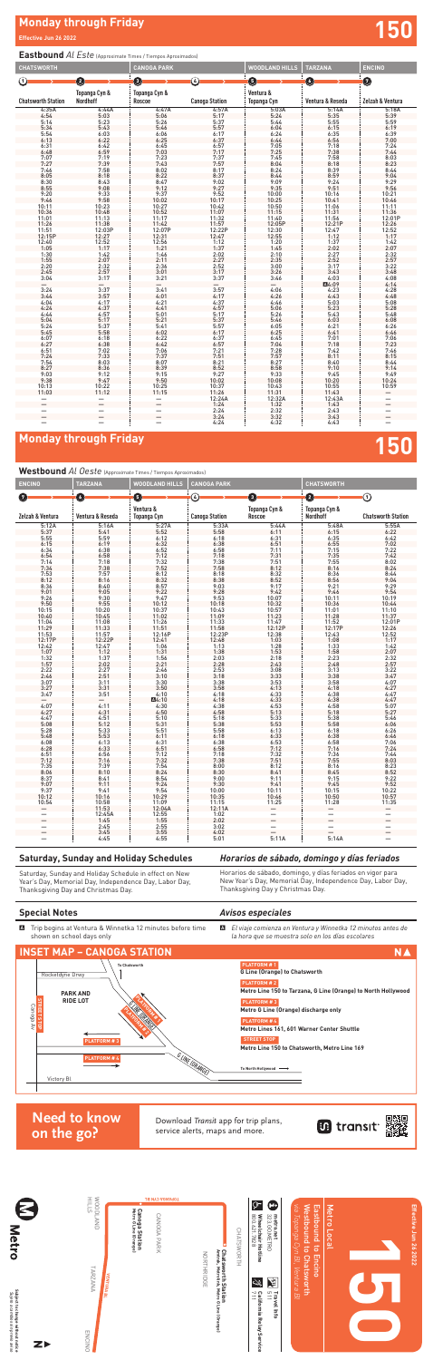# Monday through Friday

Effective Jun 26 2022

# 150

## Eastbound *Al Este* (Approximate Times / Tiempos Aproximados)

| CHATSWORTH | CANOGA PARK | | | WOODLAND HILLS | TARZANA | ENCINO |
|---|---|---|---|---|---|---|
| 1 | 2 | 3 | 4 | 5 | 6 | 7 |
| Chatsworth Station | Topanga Cyn & Nordhoff | Topanga Cyn & Roscoe | Canoga Station | Ventura & Topanga Cyn | Ventura & Reseda | Zelzah & Ventura |
| 4:35A | 4:44A | 4:47A | 4:57A | 5:03A | 5:14A | 5:18A |
| 4:54 | 5:03 | 5:06 | 5:17 | 5:24 | 5:35 | 5:39 |
| 5:14 | 5:23 | 5:26 | 5:37 | 5:44 | 5:55 | 5:59 |
| 5:34 | 5:43 | 5:46 | 5:57 | 6:04 | 6:15 | 6:19 |
| 5:54 | 6:03 | 6:06 | 6:17 | 6:24 | 6:35 | 6:39 |
| 6:13 | 6:22 | 6:25 | 6:37 | 6:44 | 6:56 | 7:00 |
| 6:31 | 6:42 | 6:45 | 6:57 | 7:05 | 7:18 | 7:24 |
| 6:48 | 6:59 | 7:03 | 7:17 | 7:25 | 7:38 | 7:44 |
| 7:07 | 7:19 | 7:23 | 7:37 | 7:45 | 7:58 | 8:03 |
| 7:27 | 7:39 | 7:43 | 7:57 | 8:04 | 8:18 | 8:23 |
| 7:46 | 7:58 | 8:02 | 8:17 | 8:24 | 8:39 | 8:44 |
| 8:05 | 8:18 | 8:22 | 8:37 | 8:44 | 8:59 | 9:04 |
| 8:30 | 8:43 | 8:47 | 9:02 | 9:09 | 9:24 | 9:29 |
| 8:55 | 9:08 | 9:12 | 9:27 | 9:35 | 9:51 | 9:56 |
| 9:20 | 9:33 | 9:37 | 9:52 | 10:00 | 10:16 | 10:21 |
| 9:46 | 9:58 | 10:02 | 10:17 | 10:25 | 10:41 | 10:46 |
| 10:11 | 10:23 | 10:27 | 10:42 | 10:50 | 11:06 | 11:11 |
| 10:36 | 10:48 | 10:52 | 11:07 | 11:15 | 11:31 | 11:36 |
| 11:01 | 11:13 | 11:17 | 11:32 | 11:40 | 11:56 | 12:01P |
| 11:26 | 11:38 | 11:42 | 11:57 | 12:05P | 12:21P | 12:26 |
| 11:51 | 12:03P | 12:07P | 12:22P | 12:30 | 12:47 | 12:52 |
| 12:15P | 12:27 | 12:31 | 12:47 | 12:55 | 1:12 | 1:17 |
| 12:40 | 12:52 | 12:56 | 1:12 | 1:20 | 1:37 | 1:42 |
| 1:05 | 1:17 | 1:21 | 1:37 | 1:45 | 2:02 | 2:07 |
| 1:30 | 1:42 | 1:46 | 2:02 | 2:10 | 2:27 | 2:32 |
| 1:55 | 2:07 | 2:11 | 2:27 | 2:35 | 2:52 | 2:57 |
| 2:20 | 2:32 | 2:36 | 2:52 | 3:00 | 3:17 | 3:22 |
| 2:45 | 2:57 | 3:01 | 3:17 | 3:26 | 3:43 | 3:48 |
| 3:04 | 3:17 | 3:21 | 3:37 | 3:46 | 4:03 | 4:08 |
| — | — | — | — | — | Ⓐ4:09 | 4:14 |
| 3:24 | 3:37 | 3:41 | 3:57 | 4:06 | 4:23 | 4:28 |
| 3:44 | 3:57 | 4:01 | 4:17 | 4:26 | 4:43 | 4:48 |
| 4:04 | 4:17 | 4:21 | 4:37 | 4:46 | 5:03 | 5:08 |
| 4:24 | 4:37 | 4:41 | 4:57 | 5:06 | 5:23 | 5:28 |
| 4:44 | 4:57 | 5:01 | 5:17 | 5:26 | 5:43 | 5:48 |
| 5:04 | 5:17 | 5:21 | 5:37 | 5:46 | 6:03 | 6:08 |
| 5:24 | 5:37 | 5:41 | 5:57 | 6:05 | 6:21 | 6:26 |
| 5:45 | 5:58 | 6:02 | 6:17 | 6:25 | 6:41 | 6:46 |
| 6:07 | 6:18 | 6:22 | 6:37 | 6:45 | 7:01 | 7:06 |
| 6:27 | 6:38 | 6:42 | 6:57 | 7:04 | 7:18 | 7:23 |
| 6:51 | 7:02 | 7:06 | 7:21 | 7:28 | 7:42 | 7:46 |
| 7:24 | 7:33 | 7:37 | 7:51 | 7:57 | 8:11 | 8:15 |
| 7:54 | 8:03 | 8:07 | 8:21 | 8:27 | 8:40 | 8:44 |
| 8:27 | 8:36 | 8:39 | 8:52 | 8:58 | 9:10 | 9:14 |
| 9:03 | 9:12 | 9:15 | 9:27 | 9:33 | 9:45 | 9:49 |
| 9:38 | 9:47 | 9:50 | 10:02 | 10:08 | 10:20 | 10:24 |
| 10:13 | 10:22 | 10:25 | 10:37 | 10:43 | 10:55 | 10:59 |
| 11:03 | 11:12 | 11:15 | 11:26 | 11:31 | 11:43 | — |
| — | — | — | 12:24A | 12:32A | 12:43A | — |
| — | — | — | 1:24 | 1:32 | 1:43 | — |
| — | — | — | 2:24 | 2:32 | 2:43 | — |
| — | — | — | 3:24 | 3:32 | 3:43 | — |
| — | — | — | 4:24 | 4:32 | 4:43 | — |

# Monday through Friday

# 150

## Westbound *Al Oeste* (Approximate Times / Tiempos Aproximados)

| ENCINO | TARZANA | WOODLAND HILLS | CANOGA PARK | | CHATSWORTH | |
|---|---|---|---|---|---|---|
| 7 | 6 | 5 | 4 | 3 | 2 | 1 |
| Zelzah & Ventura | Ventura & Reseda | Ventura & Topanga Cyn | Canoga Station | Topanga Cyn & Roscoe | Topanga Cyn & Nordhoff | Chatsworth Station |
| 5:12A | 5:16A | 5:27A | 5:33A | 5:44A | 5:48A | 5:55A |
| 5:37 | 5:41 | 5:52 | 5:58 | 6:11 | 6:15 | 6:22 |
| 5:55 | 5:59 | 6:12 | 6:18 | 6:31 | 6:35 | 6:42 |
| 6:15 | 6:19 | 6:32 | 6:38 | 6:51 | 6:55 | 7:02 |
| 6:34 | 6:38 | 6:52 | 6:58 | 7:11 | 7:15 | 7:22 |
| 6:54 | 6:58 | 7:12 | 7:18 | 7:31 | 7:35 | 7:42 |
| 7:14 | 7:18 | 7:32 | 7:38 | 7:51 | 7:55 | 8:02 |
| 7:34 | 7:38 | 7:52 | 7:58 | 8:12 | 8:16 | 8:24 |
| 7:53 | 7:57 | 8:12 | 8:18 | 8:32 | 8:36 | 8:44 |
| 8:12 | 8:16 | 8:32 | 8:38 | 8:52 | 8:56 | 9:04 |
| 8:36 | 8:40 | 8:57 | 9:03 | 9:17 | 9:21 | 9:29 |
| 9:01 | 9:05 | 9:22 | 9:28 | 9:42 | 9:46 | 9:54 |
| 9:26 | 9:30 | 9:47 | 9:53 | 10:07 | 10:11 | 10:19 |
| 9:50 | 9:55 | 10:12 | 10:18 | 10:32 | 10:36 | 10:44 |
| 10:15 | 10:20 | 10:37 | 10:43 | 10:57 | 11:01 | 11:10 |
| 10:40 | 10:45 | 11:02 | 11:09 | 11:23 | 11:28 | 11:36 |
| 11:04 | 11:08 | 11:26 | 11:33 | 11:47 | 11:52 | 12:01P |
| 11:29 | 11:33 | 11:51 | 11:58 | 12:12P | 12:17P | 12:26 |
| 11:53 | 11:57 | 12:16P | 12:23P | 12:38 | 12:43 | 12:52 |
| 12:17P | 12:22P | 12:41 | 12:48 | 1:03 | 1:08 | 1:17 |
| 12:42 | 12:47 | 1:06 | 1:13 | 1:28 | 1:33 | 1:42 |
| 1:07 | 1:12 | 1:31 | 1:38 | 1:53 | 1:58 | 2:07 |
| 1:32 | 1:37 | 1:56 | 2:03 | 2:18 | 2:23 | 2:32 |
| 1:57 | 2:02 | 2:21 | 2:28 | 2:43 | 2:48 | 2:57 |
| 2:22 | 2:27 | 2:46 | 2:53 | 3:08 | 3:13 | 3:22 |
| 2:46 | 2:51 | 3:10 | 3:18 | 3:33 | 3:38 | 3:47 |
| 3:07 | 3:11 | 3:30 | 3:38 | 3:53 | 3:58 | 4:07 |
| 3:27 | 3:31 | 3:50 | 3:58 | 4:13 | 4:18 | 4:27 |
| 3:47 | 3:51 | 4:10 | 4:18 | 4:33 | 4:38 | 4:47 |
| — | — | Ⓐ4:10 | 4:18 | 4:33 | 4:38 | 4:47 |
| 4:07 | 4:11 | 4:30 | 4:38 | 4:53 | 4:58 | 5:07 |
| 4:27 | 4:31 | 4:50 | 4:58 | 5:13 | 5:18 | 5:27 |
| 4:47 | 4:51 | 5:10 | 5:18 | 5:33 | 5:38 | 5:46 |
| 5:08 | 5:12 | 5:31 | 5:38 | 5:53 | 5:58 | 6:06 |
| 5:28 | 5:33 | 5:51 | 5:58 | 6:13 | 6:18 | 6:26 |
| 5:48 | 5:53 | 6:11 | 6:18 | 6:33 | 6:38 | 6:46 |
| 6:08 | 6:13 | 6:31 | 6:38 | 6:53 | 6:58 | 7:06 |
| 6:28 | 6:33 | 6:51 | 6:58 | 7:12 | 7:16 | 7:24 |
| 6:51 | 6:56 | 7:12 | 7:18 | 7:32 | 7:36 | 7:44 |
| 7:12 | 7:16 | 7:32 | 7:38 | 7:51 | 7:55 | 8:03 |
| 7:35 | 7:39 | 7:54 | 8:00 | 8:12 | 8:16 | 8:23 |
| 8:06 | 8:10 | 8:24 | 8:30 | 8:41 | 8:45 | 8:52 |
| 8:37 | 8:41 | 8:54 | 9:00 | 9:11 | 9:15 | 9:22 |
| 9:07 | 9:11 | 9:24 | 9:30 | 9:41 | 9:45 | 9:52 |
| 9:37 | 9:41 | 9:54 | 10:00 | 10:11 | 10:15 | 10:22 |
| 10:12 | 10:16 | 10:29 | 10:35 | 10:46 | 10:50 | 10:57 |
| 10:54 | 10:58 | 11:09 | 11:15 | 11:25 | 11:28 | 11:35 |
| — | 11:53 | 12:04A | 12:11A | — | — | — |
| — | 12:45A | 12:55 | 1:02 | — | — | — |
| — | 1:45 | 1:55 | 2:02 | — | — | — |
| — | 2:45 | 2:55 | 3:02 | — | — | — |
| — | 3:45 | 3:55 | 4:02 | — | — | — |
| — | 4:45 | 4:55 | 5:01 | 5:11A | 5:14A | — |

## Saturday, Sunday and Holiday Schedules

Saturday, Sunday and Holiday Schedule in effect on New Year's Day, Memorial Day, Independence Day, Labor Day, Thanksgiving Day and Christmas Day.

## *Horarios de sábado, domingo y días feriados*

Horarios de sábado, domingo, y días feriados en vigor para New Year's Day, Memorial Day, Independence Day, Labor Day, Thanksgiving Day y Christmas Day.

## Special Notes

Ⓐ Trip begins at Ventura & Winnetka 12 minutes before time shown on school days only.

## *Avisos especiales*

Ⓐ *El viaje comienza en Ventura y Winnetka 12 minutos antes de la hora que se muestra sólo en los días escolares.*

## INSET MAP – CANOGA STATION

- **PLATFORM # 1** — G Line (Orange) to Chatsworth
- **PLATFORM # 2** — Metro Line 150 to Tarzana, G Line (Orange) to North Hollywood
- **PLATFORM # 3** — Metro G Line (Orange) discharge only
- **PLATFORM # 4** — Metro Lines 161, 601 Warner Center Shuttle
- **STREET STOP** — Metro Line 150 to Chatsworth, Metro Line 169

Rocketdyne Dwy · Canoga Av · Victory Bl · PARK AND RIDE LOT · To Chatsworth · To North Hollywood

## Need to know on the go?

Download *Transit* app for trip plans, service alerts, maps and more.

# Metro Local 150

Eastbound to Encino
Westbound to Chatsworth
*via Topanga Cyn Bl, Ventura Bl*

Effective Jun 26 2022

Subject to change without notice
*Sujeto a cambios sin previo aviso*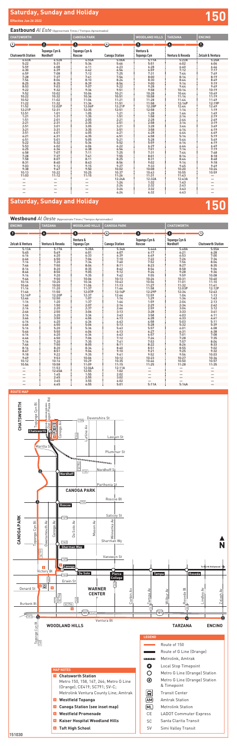# Saturday, Sunday and Holiday

**150**

Effective Jun 26 2022

## Eastbound *Al Este* (Approximate Times / Tiempos Aproximados)

| CHATSWORTH | | CANOGA PARK | | WOODLAND HILLS | TARZANA | ENCINO |
|---|---|---|---|---|---|---|
| 1 | 2 | 3 | 4 | 5 | 6 | 7 |
| Chatsworth Station | Topanga Cyn & Nordhoff | Topanga Cyn & Roscoe | Canoga Station | Ventura & Topanga Cyn | Ventura & Reseda | Zelzah & Ventura |
| 4:43A | 4:52A | 4:55A | 5:06A | 5:11A | 5:22A | 5:26A |
| 5:22 | 5:31 | 5:34 | 5:46 | 5:51 | 6:02 | 6:06 |
| 5:59 | 6:08 | 6:11 | 6:23 | 6:28 | 6:40 | 6:44 |
| 6:30 | 6:39 | 6:42 | 6:54 | 6:59 | 7:12 | 7:17 |
| 6:59 | 7:08 | 7:12 | 7:25 | 7:31 | 7:44 | 7:49 |
| 7:28 | 7:37 | 7:41 | 7:54 | 8:00 | 8:14 | 8:19 |
| 7:56 | 8:06 | 8:10 | 8:24 | 8:30 | 8:44 | 8:49 |
| 8:25 | 8:35 | 8:39 | 8:54 | 9:00 | 9:14 | 9:19 |
| 8:53 | 9:03 | 9:07 | 9:22 | 9:28 | 9:44 | 9:49 |
| 9:22 | 9:32 | 9:36 | 9:51 | 9:58 | 10:14 | 10:19 |
| 9:52 | 10:02 | 10:06 | 10:21 | 10:28 | 10:44 | 10:49 |
| 10:22 | 10:32 | 10:36 | 10:51 | 10:58 | 11:14 | 11:19 |
| 10:52 | 11:02 | 11:06 | 11:21 | 11:28 | 11:44 | 11:49 |
| 11:22 | 11:32 | 11:36 | 11:51 | 11:58 | 12:14P | 12:19P |
| 11:52 | 12:02P | 12:06P | 12:21P | 12:28P | 12:44 | 12:49 |
| 12:21P | 12:31 | 12:35 | 12:51 | 12:58 | 1:14 | 1:19 |
| 12:51 | 1:01 | 1:05 | 1:21 | 1:28 | 1:44 | 1:49 |
| 1:21 | 1:31 | 1:35 | 1:51 | 1:58 | 2:14 | 2:19 |
| 1:51 | 2:01 | 2:05 | 2:21 | 2:28 | 2:44 | 2:49 |
| 2:21 | 2:31 | 2:35 | 2:51 | 2:58 | 3:14 | 3:19 |
| 2:51 | 3:01 | 3:05 | 3:21 | 3:28 | 3:44 | 3:49 |
| 3:21 | 3:31 | 3:35 | 3:51 | 3:58 | 4:14 | 4:19 |
| 3:51 | 4:01 | 4:05 | 4:21 | 4:28 | 4:44 | 4:49 |
| 4:21 | 4:31 | 4:35 | 4:51 | 4:58 | 5:14 | 5:19 |
| 4:51 | 5:01 | 5:05 | 5:21 | 5:28 | 5:44 | 5:49 |
| 5:22 | 5:32 | 5:36 | 5:52 | 5:59 | 6:14 | 6:19 |
| 5:53 | 6:02 | 6:06 | 6:22 | 6:29 | 6:44 | 6:49 |
| 6:25 | 6:34 | 6:38 | 6:54 | 7:01 | 7:14 | 7:19 |
| 6:58 | 7:07 | 7:11 | 7:25 | 7:31 | 7:44 | 7:48 |
| 7:28 | 7:37 | 7:41 | 7:55 | 8:01 | 8:14 | 8:18 |
| 7:58 | 8:07 | 8:11 | 8:25 | 8:31 | 8:44 | 8:48 |
| 8:31 | 8:40 | 8:43 | 8:56 | 9:02 | 9:14 | 9:18 |
| 9:03 | 9:12 | 9:15 | 9:27 | 9:33 | 9:45 | 9:49 |
| 9:38 | 9:47 | 9:50 | 10:02 | 10:08 | 10:20 | 10:24 |
| 10:13 | 10:22 | 10:25 | 10:37 | 10:43 | 10:55 | 10:59 |
| 11:03 | 11:12 | 11:15 | 11:26 | 11:31 | 11:43 | — |
| — | — | — | 12:24A | 12:32A | 12:43A | — |
| — | — | — | 1:24 | 1:32 | 1:43 | — |
| — | — | — | 2:24 | 2:32 | 2:43 | — |
| — | — | — | 3:24 | 3:32 | 3:43 | — |
| — | — | — | 4:24 | 4:32 | 4:43 | — |

# Saturday, Sunday and Holiday

**150**

## Westbound *Al Oeste* (Approximate Times / Tiempos Aproximados)

| ENCINO | TARZANA | WOODLAND HILLS | CANOGA PARK | | CHATSWORTH | |
|---|---|---|---|---|---|---|
| 7 | 6 | 5 | 4 | 3 | 2 | 1 |
| Zelzah & Ventura | Ventura & Reseda | Ventura & Topanga Cyn | Canoga Station | Topanga Cyn & Roscoe | Topanga Cyn & Nordhoff | Chatsworth Station |
| 5:13A | 5:17A | 5:28A | 5:34A | 5:44A | 5:48A | 5:55A |
| 5:45 | 5:49 | 6:01 | 6:07 | 6:17 | 6:21 | 6:28 |
| 6:16 | 6:20 | 6:33 | 6:39 | 6:49 | 6:53 | 7:00 |
| 6:46 | 6:50 | 7:04 | 7:10 | 7:22 | 7:26 | 7:34 |
| 7:16 | 7:20 | 7:34 | 7:40 | 7:52 | 7:56 | 8:04 |
| 7:46 | 7:50 | 8:04 | 8:11 | 8:23 | 8:27 | 8:35 |
| 8:16 | 8:20 | 8:35 | 8:42 | 8:54 | 8:58 | 9:06 |
| 8:46 | 8:50 | 9:05 | 9:12 | 9:24 | 9:28 | 9:36 |
| 9:16 | 9:20 | 9:35 | 9:42 | 9:55 | 9:59 | 10:08 |
| 9:46 | 9:50 | 10:06 | 10:13 | 10:26 | 10:31 | 10:40 |
| 10:16 | 10:20 | 10:36 | 10:43 | 10:56 | 11:01 | 11:10 |
| 10:46 | 10:50 | 11:06 | 11:13 | 11:27 | 11:32 | 11:41 |
| 11:16 | 11:20 | 11:37 | 11:44 | 11:58 | 12:03P | 12:12P |
| 11:46 | 11:50 | 12:07P | 12:14P | 12:29P | 12:34 | 12:43 |
| 12:16P | 12:20P | 12:37 | 12:44 | 12:59 | 1:04 | 1:13 |
| 12:46 | 12:50 | 1:07 | 1:14 | 1:29 | 1:34 | 1:43 |
| 1:16 | 1:20 | 1:37 | 1:44 | 1:59 | 2:04 | 2:13 |
| 1:46 | 1:50 | 2:07 | 2:14 | 2:29 | 2:34 | 2:42 |
| 2:16 | 2:20 | 2:37 | 2:44 | 2:59 | 3:04 | 3:12 |
| 2:46 | 2:50 | 3:06 | 3:13 | 3:28 | 3:33 | 3:41 |
| 3:16 | 3:20 | 3:36 | 3:43 | 3:58 | 4:03 | 4:11 |
| 3:46 | 3:50 | 4:06 | 4:13 | 4:28 | 4:33 | 4:41 |
| 4:16 | 4:20 | 4:36 | 4:43 | 4:58 | 5:03 | 5:11 |
| 4:46 | 4:50 | 5:06 | 5:13 | 5:28 | 5:32 | 5:39 |
| 5:16 | 5:20 | 5:36 | 5:43 | 5:57 | 6:01 | 6:08 |
| 5:46 | 5:50 | 6:06 | 6:13 | 6:27 | 6:31 | 6:38 |
| 6:16 | 6:20 | 6:36 | 6:43 | 6:57 | 7:01 | 7:08 |
| 6:46 | 6:50 | 7:06 | 7:12 | 7:24 | 7:28 | 7:35 |
| 7:16 | 7:20 | 7:35 | 7:41 | 7:53 | 7:57 | 8:04 |
| 7:46 | 7:50 | 8:05 | 8:11 | 8:22 | 8:26 | 8:33 |
| 8:16 | 8:20 | 8:34 | 8:40 | 8:51 | 8:55 | 9:02 |
| 8:47 | 8:51 | 9:04 | 9:10 | 9:21 | 9:25 | 9:32 |
| 9:18 | 9:22 | 9:35 | 9:41 | 9:52 | 9:56 | 10:03 |
| 9:49 | 9:53 | 10:06 | 10:12 | 10:23 | 10:27 | 10:34 |
| 10:12 | 10:16 | 10:29 | 10:35 | 10:46 | 10:50 | 10:57 |
| 10:54 | 10:58 | 11:09 | 11:15 | 11:25 | 11:28 | 11:35 |
| — | 11:53 | 12:04A | 12:11A | — | — | — |
| — | 12:45A | 12:55 | 1:02 | — | — | — |
| — | 1:45 | 1:55 | 2:02 | — | — | — |
| — | 2:45 | 2:55 | 3:02 | — | — | — |
| — | 3:45 | 3:55 | 4:02 | — | — | — |
| — | 4:45 | 4:55 | 5:01 | 5:11A | 5:14A | — |

## ROUTE MAP

CHATSWORTH
Topanga Cyn Bl
Old Depot Plaza Rd
Chatsworth
Canoga Av
Devonshire St
Lurline Av
Lassen St
Marilla St
Plummer St
Nordhoff
Nordhoff St
Parthenia St
CANOGA PARK
Roscoe
Roscoe Bl
Saticoy St
Owensmouth Av
Canoga Av
De Soto Av
Mason Av
Winnetka Av
Sherman Wy
Vanowen St
Canoga
De Soto
Pierce College
Tampa
Reseda
Victory Bl
Erwin St
Oxnard St
WARNER CENTER
Burbank Bl
Ventura Bl
Corbin Av
Tampa Av
Wilbur Av
Reseda Bl
Lindley Av
Zelzah Av
To North Hollywood
WOODLAND HILLS
TARZANA
ENCINO
N

### LEGEND

- Route of 150
- Route of G Line (Orange)
- Metrolink, Amtrak
- Local Stop Timepoint
- Metro G Line (Orange) Station
- Metro G Line (Orange) Station & Timepoint
- Transit Center
- (AM) Amtrak Station
- (ML) Metrolink Station
- CE LADOT Commuter Express
- SC Santa Clarita Transit
- SV Simi Valley Transit

### MAP NOTES

1. **Chatsworth Station** Metro 150, 158, 167, 244; Metro G Line (Orange); CE419; SC791; SV-C; Metrolink Ventura County Line; Amtrak
2. **Westfield Topanga**
3. **Canoga Station (see inset map)**
4. **Westfield Promenade**
5. **Kaiser Hospital Woodland Hills**
6. **Taft High School**

151030